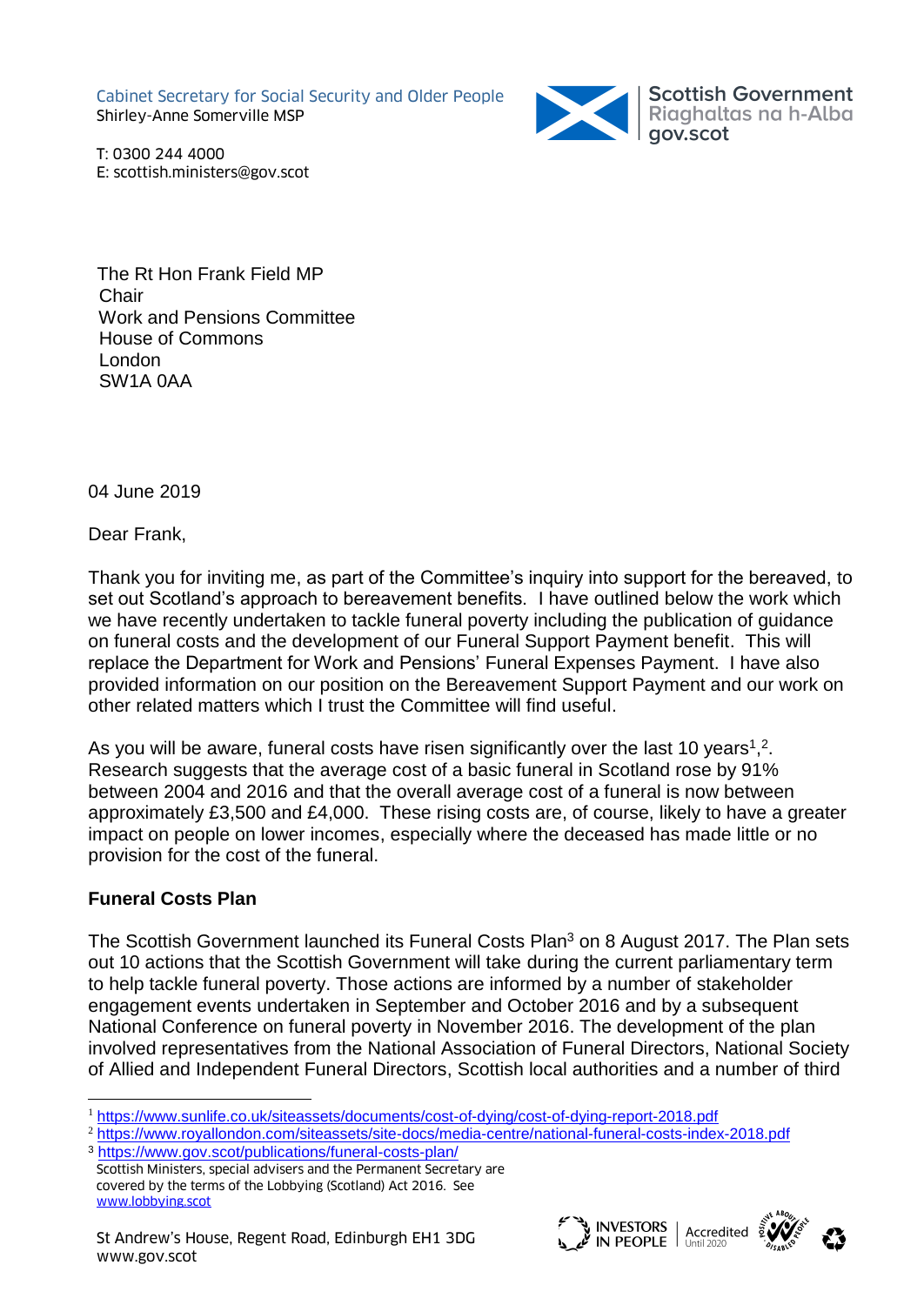Cabinet Secretary for Social Security and Older People
Shirley-Anne Somerville MSP

Scottish Government
Riaghaltas na h-Alba
gov.scot

T: 0300 244 4000
E: scottish.ministers@gov.scot

The Rt Hon Frank Field MP
Chair
Work and Pensions Committee
House of Commons
London
SW1A 0AA

04 June 2019

Dear Frank,

Thank you for inviting me, as part of the Committee's inquiry into support for the bereaved, to set out Scotland's approach to bereavement benefits. I have outlined below the work which we have recently undertaken to tackle funeral poverty including the publication of guidance on funeral costs and the development of our Funeral Support Payment benefit. This will replace the Department for Work and Pensions' Funeral Expenses Payment. I have also provided information on our position on the Bereavement Support Payment and our work on other related matters which I trust the Committee will find useful.

As you will be aware, funeral costs have risen significantly over the last 10 years[1],[2]. Research suggests that the average cost of a basic funeral in Scotland rose by 91% between 2004 and 2016 and that the overall average cost of a funeral is now between approximately £3,500 and £4,000. These rising costs are, of course, likely to have a greater impact on people on lower incomes, especially where the deceased has made little or no provision for the cost of the funeral.

**Funeral Costs Plan**

The Scottish Government launched its Funeral Costs Plan[3] on 8 August 2017. The Plan sets out 10 actions that the Scottish Government will take during the current parliamentary term to help tackle funeral poverty. Those actions are informed by a number of stakeholder engagement events undertaken in September and October 2016 and by a subsequent National Conference on funeral poverty in November 2016. The development of the plan involved representatives from the National Association of Funeral Directors, National Society of Allied and Independent Funeral Directors, Scottish local authorities and a number of third

[1] https://www.sunlife.co.uk/siteassets/documents/cost-of-dying/cost-of-dying-report-2018.pdf
[2] https://www.royallondon.com/siteassets/site-docs/media-centre/national-funeral-costs-index-2018.pdf
[3] https://www.gov.scot/publications/funeral-costs-plan/

Scottish Ministers, special advisers and the Permanent Secretary are covered by the terms of the Lobbying (Scotland) Act 2016. See www.lobbying.scot

St Andrew's House, Regent Road, Edinburgh EH1 3DG
www.gov.scot

INVESTORS IN PEOPLE | Accredited Until 2020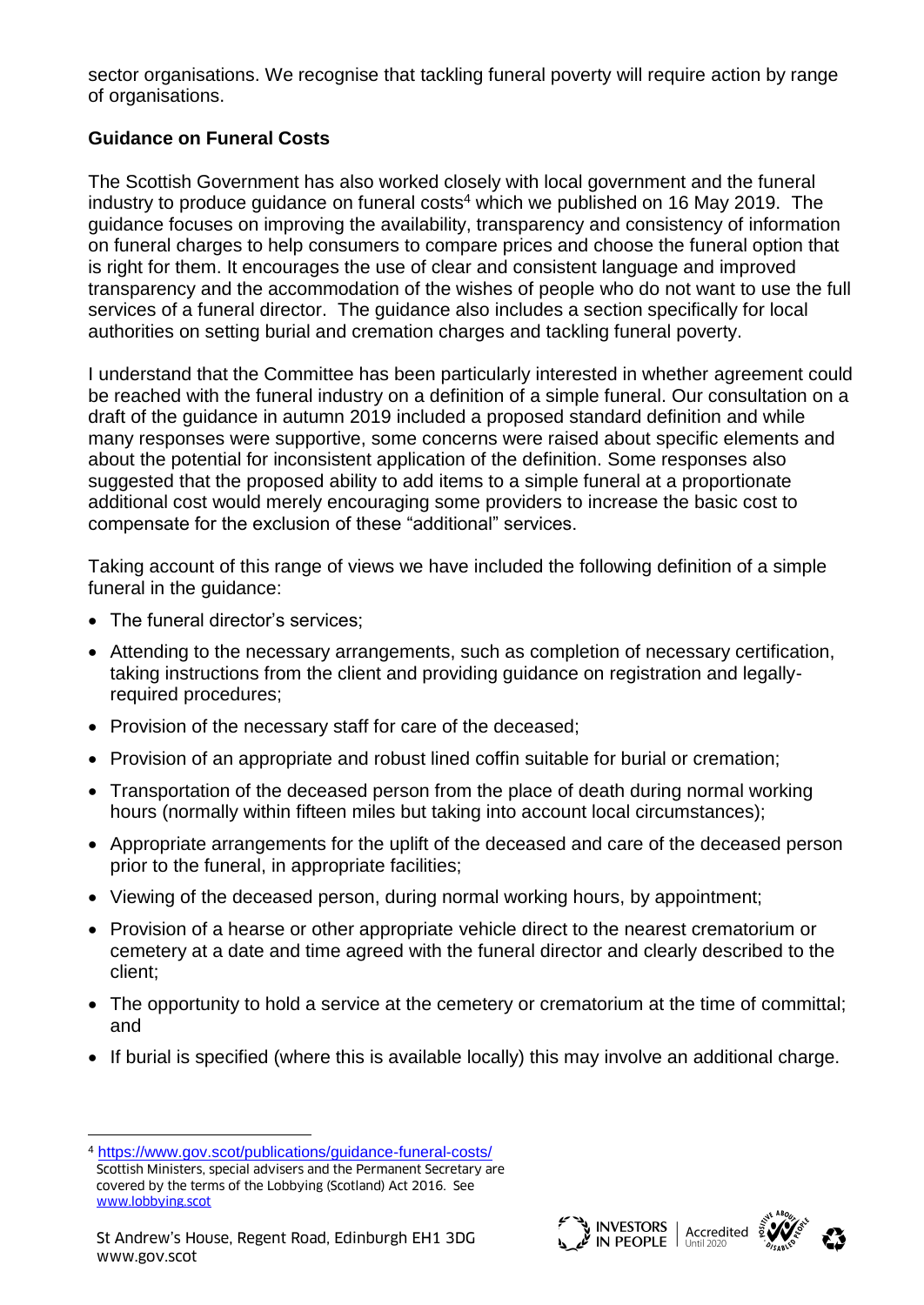sector organisations. We recognise that tackling funeral poverty will require action by range of organisations.

**Guidance on Funeral Costs**

The Scottish Government has also worked closely with local government and the funeral industry to produce guidance on funeral costs[4] which we published on 16 May 2019. The guidance focuses on improving the availability, transparency and consistency of information on funeral charges to help consumers to compare prices and choose the funeral option that is right for them. It encourages the use of clear and consistent language and improved transparency and the accommodation of the wishes of people who do not want to use the full services of a funeral director. The guidance also includes a section specifically for local authorities on setting burial and cremation charges and tackling funeral poverty.

I understand that the Committee has been particularly interested in whether agreement could be reached with the funeral industry on a definition of a simple funeral. Our consultation on a draft of the guidance in autumn 2019 included a proposed standard definition and while many responses were supportive, some concerns were raised about specific elements and about the potential for inconsistent application of the definition. Some responses also suggested that the proposed ability to add items to a simple funeral at a proportionate additional cost would merely encouraging some providers to increase the basic cost to compensate for the exclusion of these "additional" services.

Taking account of this range of views we have included the following definition of a simple funeral in the guidance:

- The funeral director's services;
- Attending to the necessary arrangements, such as completion of necessary certification, taking instructions from the client and providing guidance on registration and legally-required procedures;
- Provision of the necessary staff for care of the deceased;
- Provision of an appropriate and robust lined coffin suitable for burial or cremation;
- Transportation of the deceased person from the place of death during normal working hours (normally within fifteen miles but taking into account local circumstances);
- Appropriate arrangements for the uplift of the deceased and care of the deceased person prior to the funeral, in appropriate facilities;
- Viewing of the deceased person, during normal working hours, by appointment;
- Provision of a hearse or other appropriate vehicle direct to the nearest crematorium or cemetery at a date and time agreed with the funeral director and clearly described to the client;
- The opportunity to hold a service at the cemetery or crematorium at the time of committal; and
- If burial is specified (where this is available locally) this may involve an additional charge.

[4] https://www.gov.scot/publications/guidance-funeral-costs/

Scottish Ministers, special advisers and the Permanent Secretary are covered by the terms of the Lobbying (Scotland) Act 2016. See www.lobbying.scot

St Andrew's House, Regent Road, Edinburgh EH1 3DG
www.gov.scot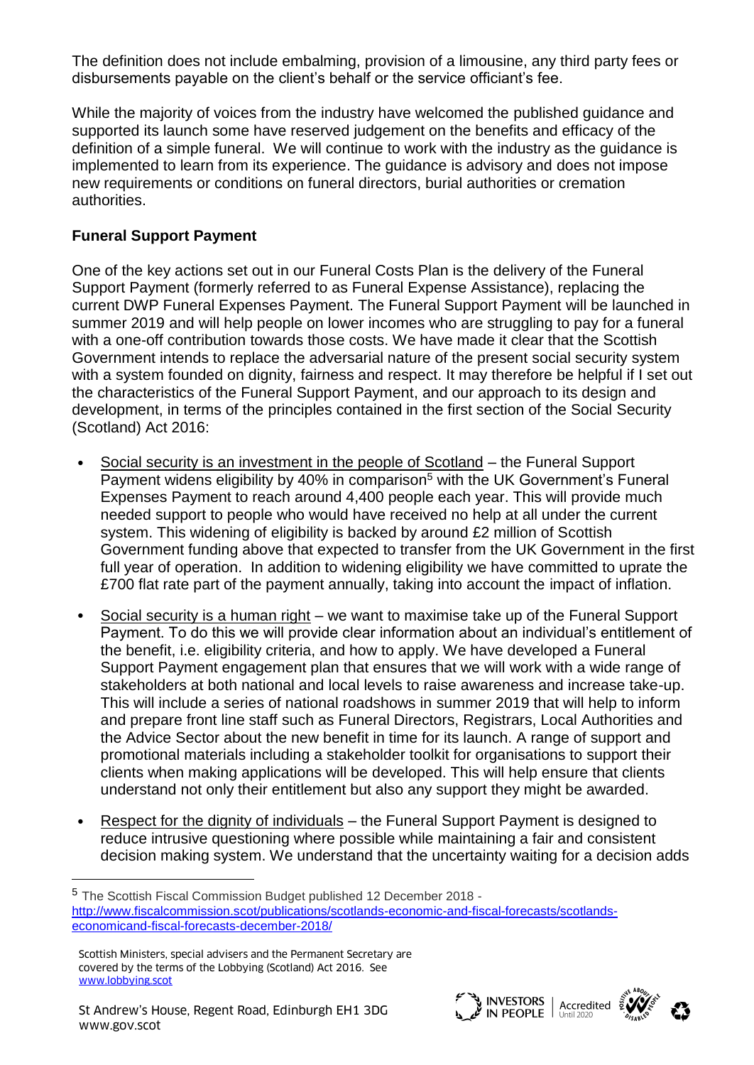The definition does not include embalming, provision of a limousine, any third party fees or disbursements payable on the client's behalf or the service officiant's fee.

While the majority of voices from the industry have welcomed the published guidance and supported its launch some have reserved judgement on the benefits and efficacy of the definition of a simple funeral. We will continue to work with the industry as the guidance is implemented to learn from its experience. The guidance is advisory and does not impose new requirements or conditions on funeral directors, burial authorities or cremation authorities.

**Funeral Support Payment**

One of the key actions set out in our Funeral Costs Plan is the delivery of the Funeral Support Payment (formerly referred to as Funeral Expense Assistance), replacing the current DWP Funeral Expenses Payment. The Funeral Support Payment will be launched in summer 2019 and will help people on lower incomes who are struggling to pay for a funeral with a one-off contribution towards those costs. We have made it clear that the Scottish Government intends to replace the adversarial nature of the present social security system with a system founded on dignity, fairness and respect. It may therefore be helpful if I set out the characteristics of the Funeral Support Payment, and our approach to its design and development, in terms of the principles contained in the first section of the Social Security (Scotland) Act 2016:

- Social security is an investment in the people of Scotland – the Funeral Support Payment widens eligibility by 40% in comparison[5] with the UK Government's Funeral Expenses Payment to reach around 4,400 people each year. This will provide much needed support to people who would have received no help at all under the current system. This widening of eligibility is backed by around £2 million of Scottish Government funding above that expected to transfer from the UK Government in the first full year of operation. In addition to widening eligibility we have committed to uprate the £700 flat rate part of the payment annually, taking into account the impact of inflation.

- Social security is a human right – we want to maximise take up of the Funeral Support Payment. To do this we will provide clear information about an individual's entitlement of the benefit, i.e. eligibility criteria, and how to apply. We have developed a Funeral Support Payment engagement plan that ensures that we will work with a wide range of stakeholders at both national and local levels to raise awareness and increase take-up. This will include a series of national roadshows in summer 2019 that will help to inform and prepare front line staff such as Funeral Directors, Registrars, Local Authorities and the Advice Sector about the new benefit in time for its launch. A range of support and promotional materials including a stakeholder toolkit for organisations to support their clients when making applications will be developed. This will help ensure that clients understand not only their entitlement but also any support they might be awarded.

- Respect for the dignity of individuals – the Funeral Support Payment is designed to reduce intrusive questioning where possible while maintaining a fair and consistent decision making system. We understand that the uncertainty waiting for a decision adds

[5] The Scottish Fiscal Commission Budget published 12 December 2018 - http://www.fiscalcommission.scot/publications/scotlands-economic-and-fiscal-forecasts/scotlands-economicand-fiscal-forecasts-december-2018/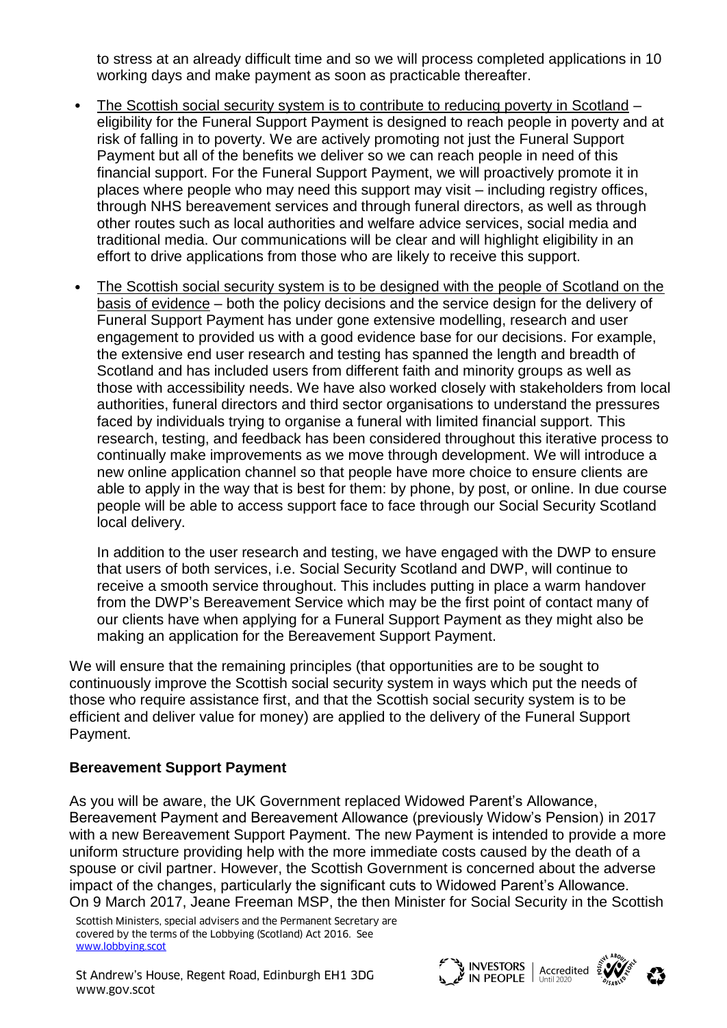to stress at an already difficult time and so we will process completed applications in 10 working days and make payment as soon as practicable thereafter.

- The Scottish social security system is to contribute to reducing poverty in Scotland – eligibility for the Funeral Support Payment is designed to reach people in poverty and at risk of falling in to poverty. We are actively promoting not just the Funeral Support Payment but all of the benefits we deliver so we can reach people in need of this financial support. For the Funeral Support Payment, we will proactively promote it in places where people who may need this support may visit – including registry offices, through NHS bereavement services and through funeral directors, as well as through other routes such as local authorities and welfare advice services, social media and traditional media. Our communications will be clear and will highlight eligibility in an effort to drive applications from those who are likely to receive this support.

- The Scottish social security system is to be designed with the people of Scotland on the basis of evidence – both the policy decisions and the service design for the delivery of Funeral Support Payment has under gone extensive modelling, research and user engagement to provided us with a good evidence base for our decisions. For example, the extensive end user research and testing has spanned the length and breadth of Scotland and has included users from different faith and minority groups as well as those with accessibility needs. We have also worked closely with stakeholders from local authorities, funeral directors and third sector organisations to understand the pressures faced by individuals trying to organise a funeral with limited financial support. This research, testing, and feedback has been considered throughout this iterative process to continually make improvements as we move through development. We will introduce a new online application channel so that people have more choice to ensure clients are able to apply in the way that is best for them: by phone, by post, or online. In due course people will be able to access support face to face through our Social Security Scotland local delivery.

  In addition to the user research and testing, we have engaged with the DWP to ensure that users of both services, i.e. Social Security Scotland and DWP, will continue to receive a smooth service throughout. This includes putting in place a warm handover from the DWP's Bereavement Service which may be the first point of contact many of our clients have when applying for a Funeral Support Payment as they might also be making an application for the Bereavement Support Payment.

We will ensure that the remaining principles (that opportunities are to be sought to continuously improve the Scottish social security system in ways which put the needs of those who require assistance first, and that the Scottish social security system is to be efficient and deliver value for money) are applied to the delivery of the Funeral Support Payment.

**Bereavement Support Payment**

As you will be aware, the UK Government replaced Widowed Parent's Allowance, Bereavement Payment and Bereavement Allowance (previously Widow's Pension) in 2017 with a new Bereavement Support Payment. The new Payment is intended to provide a more uniform structure providing help with the more immediate costs caused by the death of a spouse or civil partner. However, the Scottish Government is concerned about the adverse impact of the changes, particularly the significant cuts to Widowed Parent's Allowance. On 9 March 2017, Jeane Freeman MSP, the then Minister for Social Security in the Scottish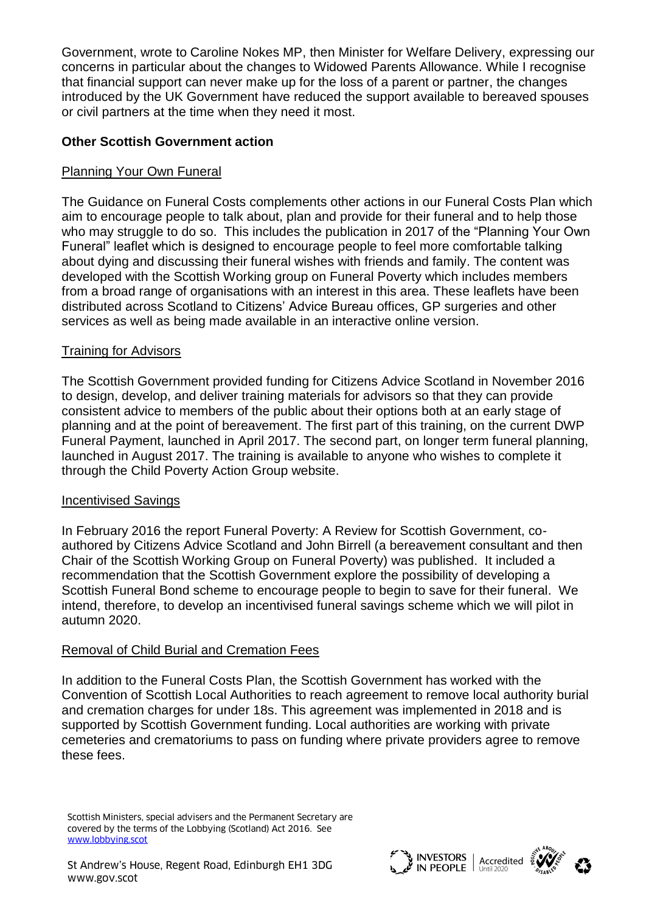Government, wrote to Caroline Nokes MP, then Minister for Welfare Delivery, expressing our concerns in particular about the changes to Widowed Parents Allowance. While I recognise that financial support can never make up for the loss of a parent or partner, the changes introduced by the UK Government have reduced the support available to bereaved spouses or civil partners at the time when they need it most.

**Other Scottish Government action**

Planning Your Own Funeral

The Guidance on Funeral Costs complements other actions in our Funeral Costs Plan which aim to encourage people to talk about, plan and provide for their funeral and to help those who may struggle to do so. This includes the publication in 2017 of the "Planning Your Own Funeral" leaflet which is designed to encourage people to feel more comfortable talking about dying and discussing their funeral wishes with friends and family. The content was developed with the Scottish Working group on Funeral Poverty which includes members from a broad range of organisations with an interest in this area. These leaflets have been distributed across Scotland to Citizens' Advice Bureau offices, GP surgeries and other services as well as being made available in an interactive online version.

Training for Advisors

The Scottish Government provided funding for Citizens Advice Scotland in November 2016 to design, develop, and deliver training materials for advisors so that they can provide consistent advice to members of the public about their options both at an early stage of planning and at the point of bereavement. The first part of this training, on the current DWP Funeral Payment, launched in April 2017. The second part, on longer term funeral planning, launched in August 2017. The training is available to anyone who wishes to complete it through the Child Poverty Action Group website.

Incentivised Savings

In February 2016 the report Funeral Poverty: A Review for Scottish Government, co-authored by Citizens Advice Scotland and John Birrell (a bereavement consultant and then Chair of the Scottish Working Group on Funeral Poverty) was published. It included a recommendation that the Scottish Government explore the possibility of developing a Scottish Funeral Bond scheme to encourage people to begin to save for their funeral. We intend, therefore, to develop an incentivised funeral savings scheme which we will pilot in autumn 2020.

Removal of Child Burial and Cremation Fees

In addition to the Funeral Costs Plan, the Scottish Government has worked with the Convention of Scottish Local Authorities to reach agreement to remove local authority burial and cremation charges for under 18s. This agreement was implemented in 2018 and is supported by Scottish Government funding. Local authorities are working with private cemeteries and crematoriums to pass on funding where private providers agree to remove these fees.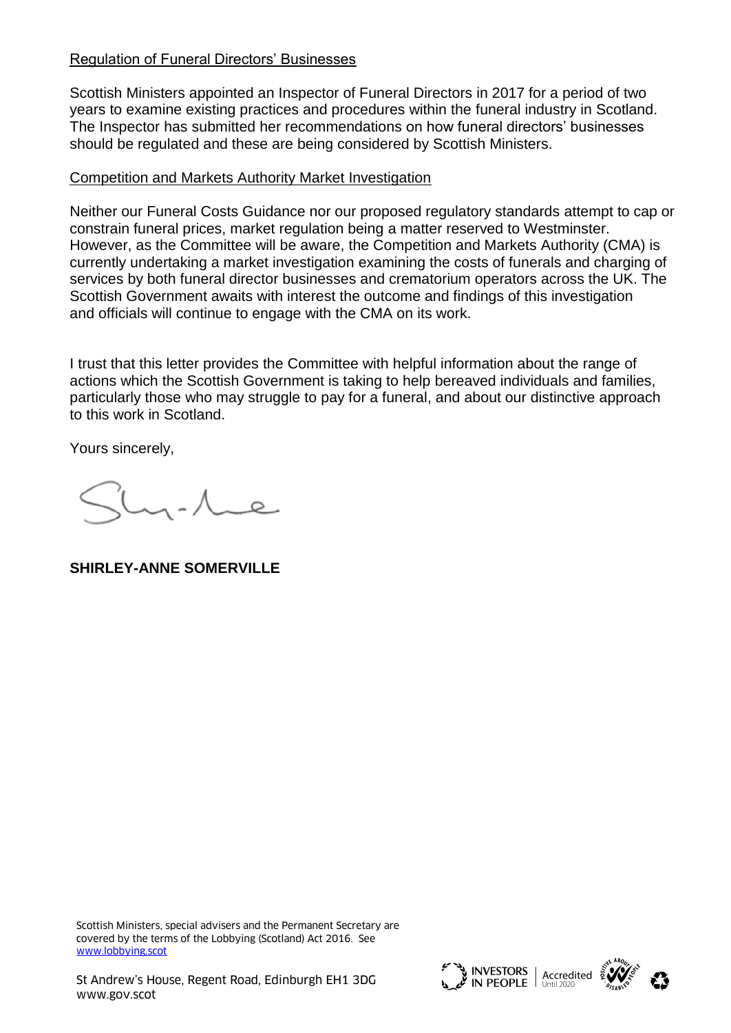Regulation of Funeral Directors' Businesses

Scottish Ministers appointed an Inspector of Funeral Directors in 2017 for a period of two years to examine existing practices and procedures within the funeral industry in Scotland. The Inspector has submitted her recommendations on how funeral directors' businesses should be regulated and these are being considered by Scottish Ministers.

Competition and Markets Authority Market Investigation

Neither our Funeral Costs Guidance nor our proposed regulatory standards attempt to cap or constrain funeral prices, market regulation being a matter reserved to Westminster. However, as the Committee will be aware, the Competition and Markets Authority (CMA) is currently undertaking a market investigation examining the costs of funerals and charging of services by both funeral director businesses and crematorium operators across the UK. The Scottish Government awaits with interest the outcome and findings of this investigation and officials will continue to engage with the CMA on its work.

I trust that this letter provides the Committee with helpful information about the range of actions which the Scottish Government is taking to help bereaved individuals and families, particularly those who may struggle to pay for a funeral, and about our distinctive approach to this work in Scotland.

Yours sincerely,

**SHIRLEY-ANNE SOMERVILLE**

Scottish Ministers, special advisers and the Permanent Secretary are covered by the terms of the Lobbying (Scotland) Act 2016. See www.lobbying.scot

St Andrew's House, Regent Road, Edinburgh EH1 3DG
www.gov.scot